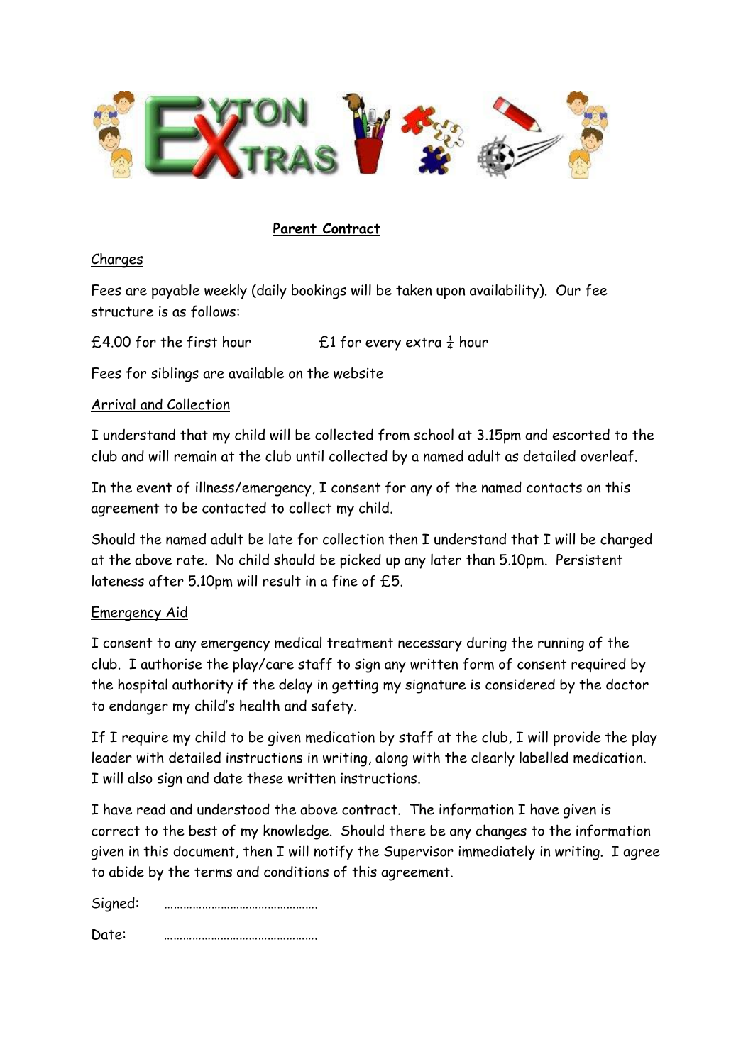# Parent Contract

## Charges

Fees are payable weekly (daily bookings will be taken upon availability). Our fee structure is as follows:

£4.00 for the first hour        £1 for every extra ¼ hour

Fees for siblings are available on the website

## Arrival and Collection

I understand that my child will be collected from school at 3.15pm and escorted to the club and will remain at the club until collected by a named adult as detailed overleaf.

In the event of illness/emergency, I consent for any of the named contacts on this agreement to be contacted to collect my child.

Should the named adult be late for collection then I understand that I will be charged at the above rate. No child should be picked up any later than 5.10pm. Persistent lateness after 5.10pm will result in a fine of £5.

## Emergency Aid

I consent to any emergency medical treatment necessary during the running of the club. I authorise the play/care staff to sign any written form of consent required by the hospital authority if the delay in getting my signature is considered by the doctor to endanger my child's health and safety.

If I require my child to be given medication by staff at the club, I will provide the play leader with detailed instructions in writing, along with the clearly labelled medication. I will also sign and date these written instructions.

I have read and understood the above contract. The information I have given is correct to the best of my knowledge. Should there be any changes to the information given in this document, then I will notify the Supervisor immediately in writing. I agree to abide by the terms and conditions of this agreement.

Signed: ………………………………………….

Date: ………………………………………….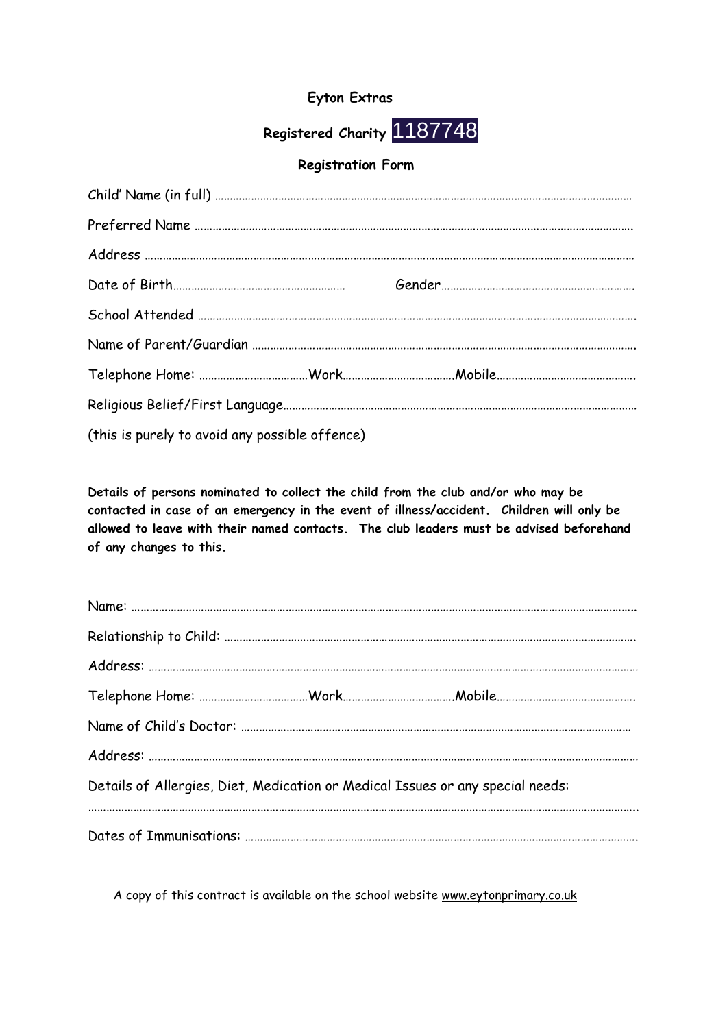**Eyton Extras**

**Registered Charity 1187748**

**Registration Form**

Child' Name (in full) ……………………………………………………………………………………………………………………

Preferred Name …………………………………………………………………………………………………………………………….

Address …………………………………………………………………………………………………………………………………………

Date of Birth…………………………………………………  Gender……………………………………………………….

School Attended ……………………………………………………………………………………………………………………….

Name of Parent/Guardian ………………………………………………………………………………………………………….

Telephone Home: ………………………………Work………………………………Mobile……………………………………….

Religious Belief/First Language………………………………………………………………………………………………………

(this is purely to avoid any possible offence)

**Details of persons nominated to collect the child from the club and/or who may be contacted in case of an emergency in the event of illness/accident. Children will only be allowed to leave with their named contacts. The club leaders must be advised beforehand of any changes to this.**

Name: …………………………………………………………………………………………………………………………………………..

Relationship to Child: ……………………………………………………………………………………………………………….

Address: …………………………………………………………………………………………………………………………………………

Telephone Home: ………………………………Work………………………………Mobile……………………………………….

Name of Child's Doctor: ………………………………………………………………………………………………………………

Address: …………………………………………………………………………………………………………………………………………

Details of Allergies, Diet, Medication or Medical Issues or any special needs:

…………………………………………………………………………………………………………………………………………………………..

Dates of Immunisations: ……………………………………………………………………………………………………………….

A copy of this contract is available on the school website www.eytonprimary.co.uk